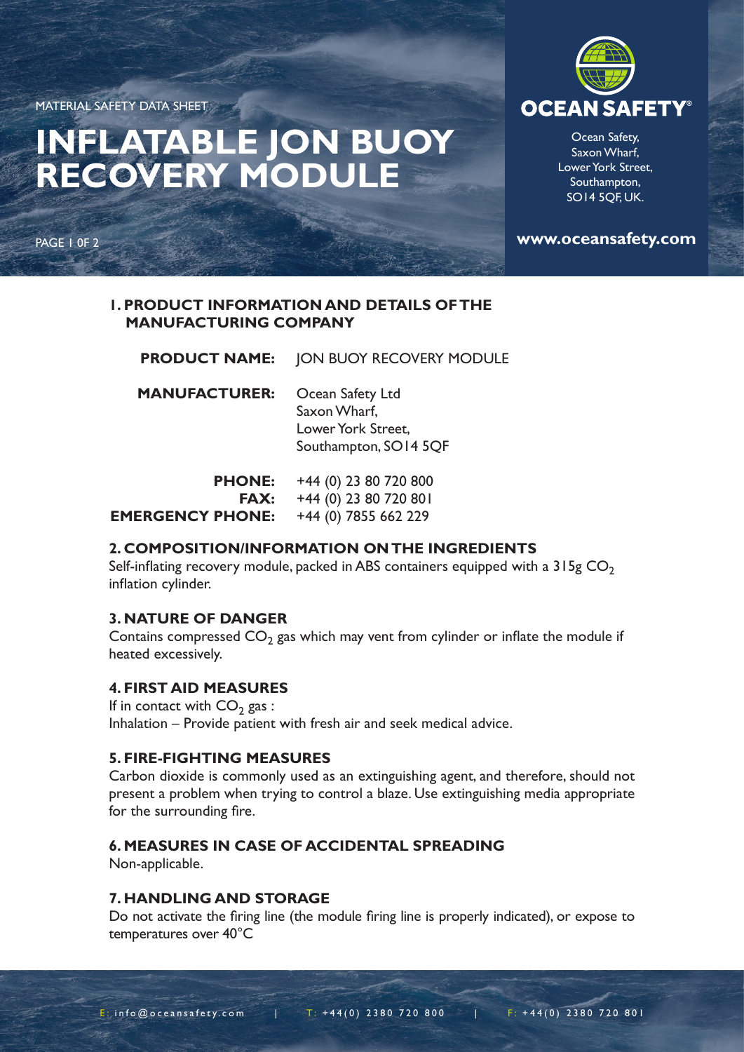MATERIAL SAFETY DATA SHEET

# INFLATABLE JON BUOY RECOVERY MODULE

**OCEAN SAFETY®**

Ocean Safety,
Saxon Wharf,
Lower York Street,
Southampton,
SO14 5QF, UK.

**www.oceansafety.com**

## 1. PRODUCT INFORMATION AND DETAILS OF THE MANUFACTURING COMPANY

**PRODUCT NAME:** JON BUOY RECOVERY MODULE

**MANUFACTURER:** Ocean Safety Ltd
Saxon Wharf,
Lower York Street,
Southampton, SO14 5QF

**PHONE:** +44 (0) 23 80 720 800
**FAX:** +44 (0) 23 80 720 801
**EMERGENCY PHONE:** +44 (0) 7855 662 229

## 2. COMPOSITION/INFORMATION ON THE INGREDIENTS

Self-inflating recovery module, packed in ABS containers equipped with a 315g $CO_2$ inflation cylinder.

## 3. NATURE OF DANGER

Contains compressed $CO_2$ gas which may vent from cylinder or inflate the module if heated excessively.

## 4. FIRST AID MEASURES

If in contact with $CO_2$ gas :
Inhalation – Provide patient with fresh air and seek medical advice.

## 5. FIRE-FIGHTING MEASURES

Carbon dioxide is commonly used as an extinguishing agent, and therefore, should not present a problem when trying to control a blaze. Use extinguishing media appropriate for the surrounding fire.

## 6. MEASURES IN CASE OF ACCIDENTAL SPREADING

Non-applicable.

## 7. HANDLING AND STORAGE

Do not activate the firing line (the module firing line is properly indicated), or expose to temperatures over 40°C

E: info@oceansafety.com | T: +44(0) 2380 720 800 | F: +44(0) 2380 720 801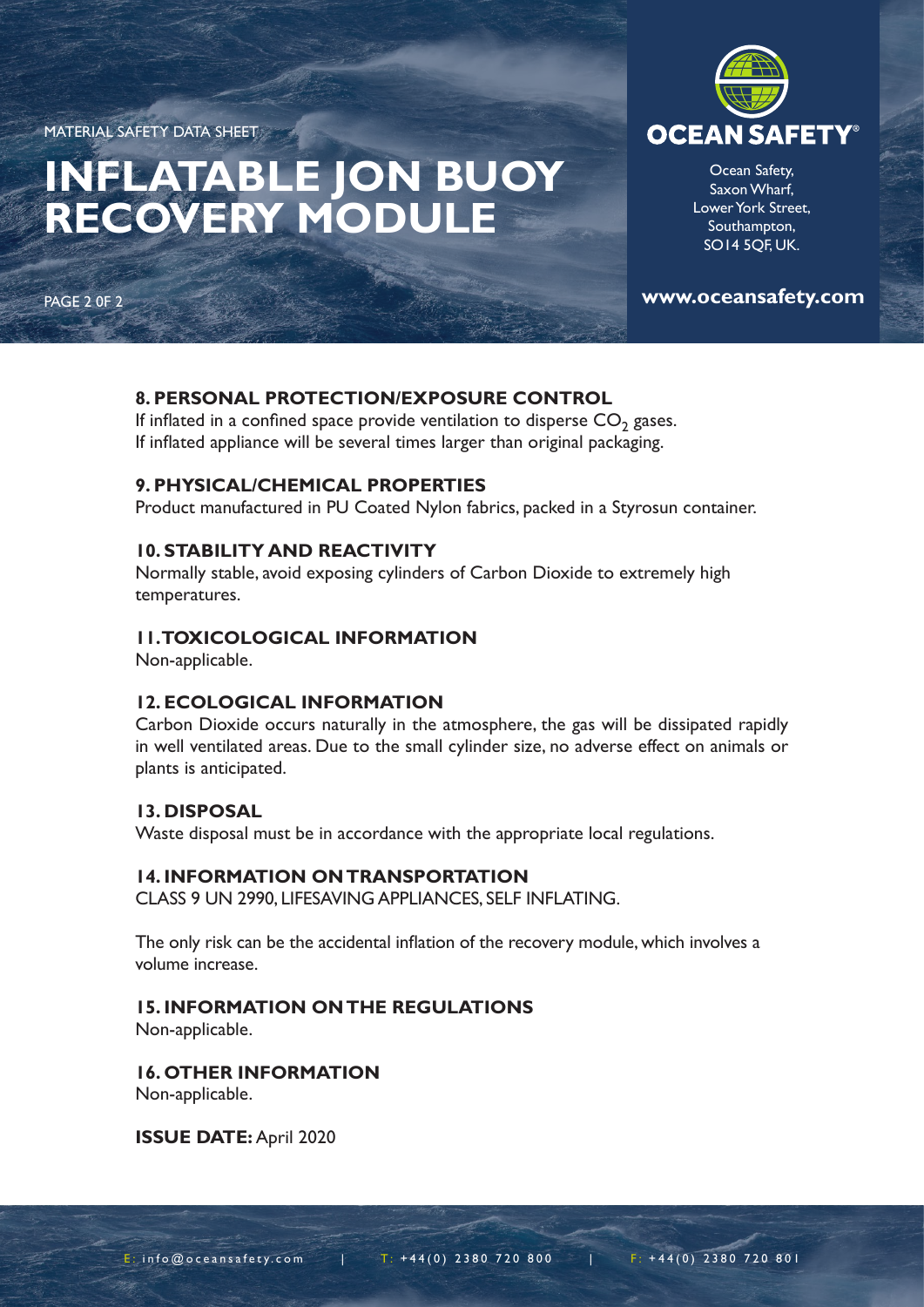MATERIAL SAFETY DATA SHEET

# INFLATABLE JON BUOY RECOVERY MODULE

**OCEAN SAFETY®**

Ocean Safety,
Saxon Wharf,
Lower York Street,
Southampton,
SO14 5QF, UK.

**www.oceansafety.com**

## 8. PERSONAL PROTECTION/EXPOSURE CONTROL

If inflated in a confined space provide ventilation to disperse $CO_2$ gases.
If inflated appliance will be several times larger than original packaging.

## 9. PHYSICAL/CHEMICAL PROPERTIES

Product manufactured in PU Coated Nylon fabrics, packed in a Styrosun container.

## 10. STABILITY AND REACTIVITY

Normally stable, avoid exposing cylinders of Carbon Dioxide to extremely high temperatures.

## 11. TOXICOLOGICAL INFORMATION

Non-applicable.

## 12. ECOLOGICAL INFORMATION

Carbon Dioxide occurs naturally in the atmosphere, the gas will be dissipated rapidly in well ventilated areas. Due to the small cylinder size, no adverse effect on animals or plants is anticipated.

## 13. DISPOSAL

Waste disposal must be in accordance with the appropriate local regulations.

## 14. INFORMATION ON TRANSPORTATION

CLASS 9 UN 2990, LIFESAVING APPLIANCES, SELF INFLATING.

The only risk can be the accidental inflation of the recovery module, which involves a volume increase.

## 15. INFORMATION ON THE REGULATIONS

Non-applicable.

## 16. OTHER INFORMATION

Non-applicable.

**ISSUE DATE:** April 2020

E: info@oceansafety.com | T: +44(0) 2380 720 800 | F: +44(0) 2380 720 801